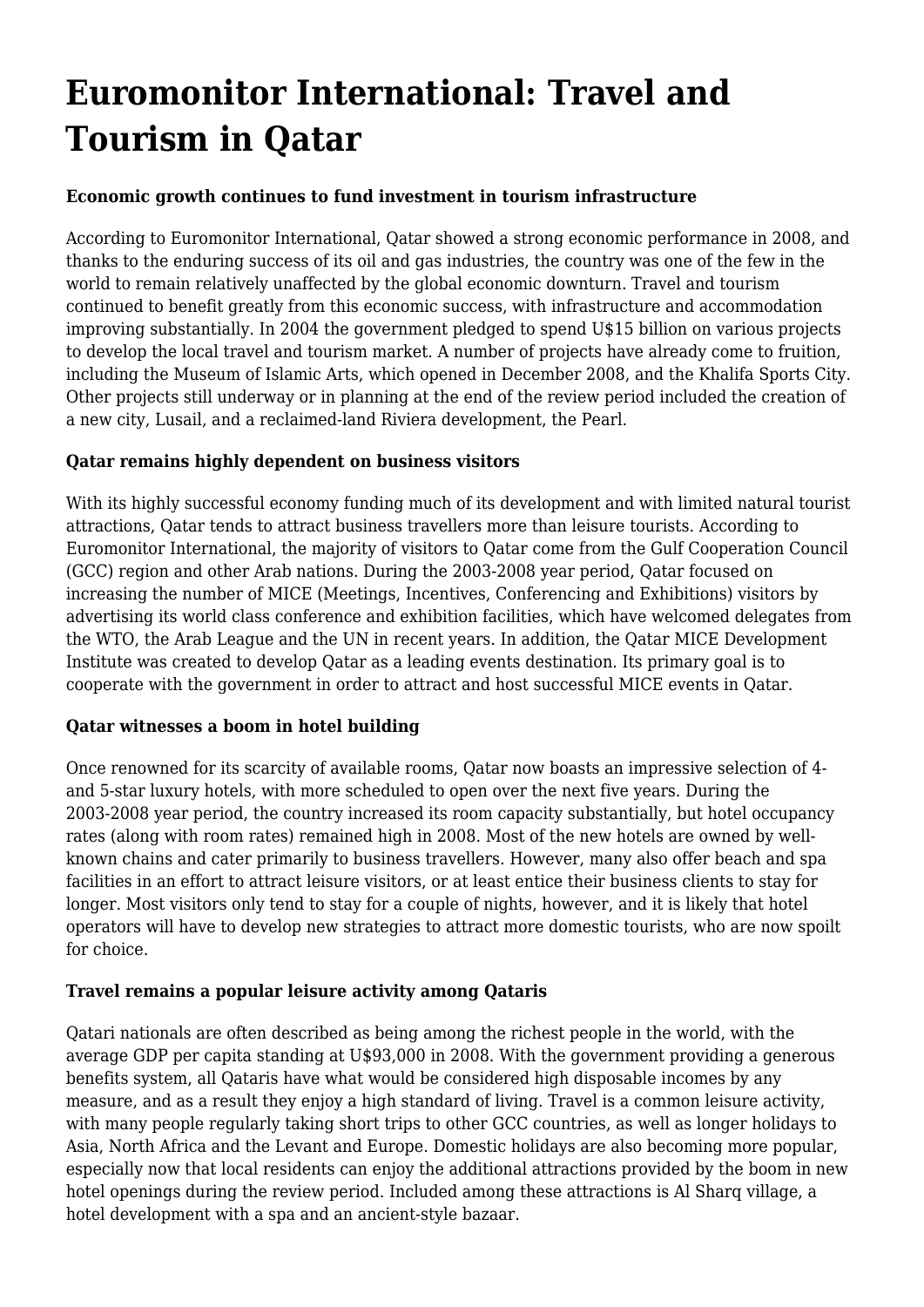# Euromonitor International: Travel and Tourism in Qatar

**Economic growth continues to fund investment in tourism infrastructure**

According to Euromonitor International, Qatar showed a strong economic performance in 2008, and thanks to the enduring success of its oil and gas industries, the country was one of the few in the world to remain relatively unaffected by the global economic downturn. Travel and tourism continued to benefit greatly from this economic success, with infrastructure and accommodation improving substantially. In 2004 the government pledged to spend U$15 billion on various projects to develop the local travel and tourism market. A number of projects have already come to fruition, including the Museum of Islamic Arts, which opened in December 2008, and the Khalifa Sports City. Other projects still underway or in planning at the end of the review period included the creation of a new city, Lusail, and a reclaimed-land Riviera development, the Pearl.

**Qatar remains highly dependent on business visitors**

With its highly successful economy funding much of its development and with limited natural tourist attractions, Qatar tends to attract business travellers more than leisure tourists. According to Euromonitor International, the majority of visitors to Qatar come from the Gulf Cooperation Council (GCC) region and other Arab nations. During the 2003-2008 year period, Qatar focused on increasing the number of MICE (Meetings, Incentives, Conferencing and Exhibitions) visitors by advertising its world class conference and exhibition facilities, which have welcomed delegates from the WTO, the Arab League and the UN in recent years. In addition, the Qatar MICE Development Institute was created to develop Qatar as a leading events destination. Its primary goal is to cooperate with the government in order to attract and host successful MICE events in Qatar.

**Qatar witnesses a boom in hotel building**

Once renowned for its scarcity of available rooms, Qatar now boasts an impressive selection of 4- and 5-star luxury hotels, with more scheduled to open over the next five years. During the 2003-2008 year period, the country increased its room capacity substantially, but hotel occupancy rates (along with room rates) remained high in 2008. Most of the new hotels are owned by well-known chains and cater primarily to business travellers. However, many also offer beach and spa facilities in an effort to attract leisure visitors, or at least entice their business clients to stay for longer. Most visitors only tend to stay for a couple of nights, however, and it is likely that hotel operators will have to develop new strategies to attract more domestic tourists, who are now spoilt for choice.

**Travel remains a popular leisure activity among Qataris**

Qatari nationals are often described as being among the richest people in the world, with the average GDP per capita standing at U$93,000 in 2008. With the government providing a generous benefits system, all Qataris have what would be considered high disposable incomes by any measure, and as a result they enjoy a high standard of living. Travel is a common leisure activity, with many people regularly taking short trips to other GCC countries, as well as longer holidays to Asia, North Africa and the Levant and Europe. Domestic holidays are also becoming more popular, especially now that local residents can enjoy the additional attractions provided by the boom in new hotel openings during the review period. Included among these attractions is Al Sharq village, a hotel development with a spa and an ancient-style bazaar.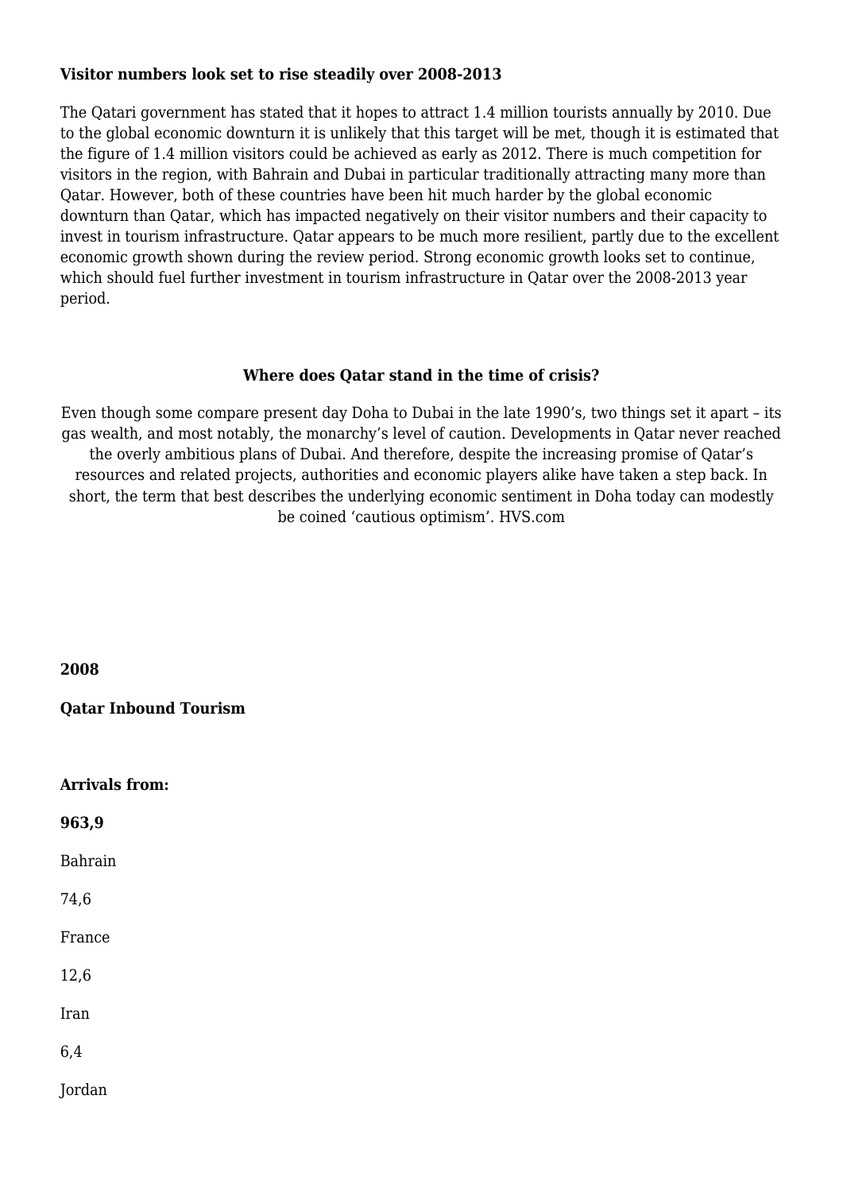**Visitor numbers look set to rise steadily over 2008-2013**

The Qatari government has stated that it hopes to attract 1.4 million tourists annually by 2010. Due to the global economic downturn it is unlikely that this target will be met, though it is estimated that the figure of 1.4 million visitors could be achieved as early as 2012. There is much competition for visitors in the region, with Bahrain and Dubai in particular traditionally attracting many more than Qatar. However, both of these countries have been hit much harder by the global economic downturn than Qatar, which has impacted negatively on their visitor numbers and their capacity to invest in tourism infrastructure. Qatar appears to be much more resilient, partly due to the excellent economic growth shown during the review period. Strong economic growth looks set to continue, which should fuel further investment in tourism infrastructure in Qatar over the 2008-2013 year period.

**Where does Qatar stand in the time of crisis?**

Even though some compare present day Doha to Dubai in the late 1990's, two things set it apart – its gas wealth, and most notably, the monarchy's level of caution. Developments in Qatar never reached the overly ambitious plans of Dubai. And therefore, despite the increasing promise of Qatar's resources and related projects, authorities and economic players alike have taken a step back. In short, the term that best describes the underlying economic sentiment in Doha today can modestly be coined 'cautious optimism'. HVS.com

**2008**

**Qatar Inbound Tourism**

**Arrivals from:**

**963,9**

Bahrain

74,6

France

12,6

Iran

6,4

Jordan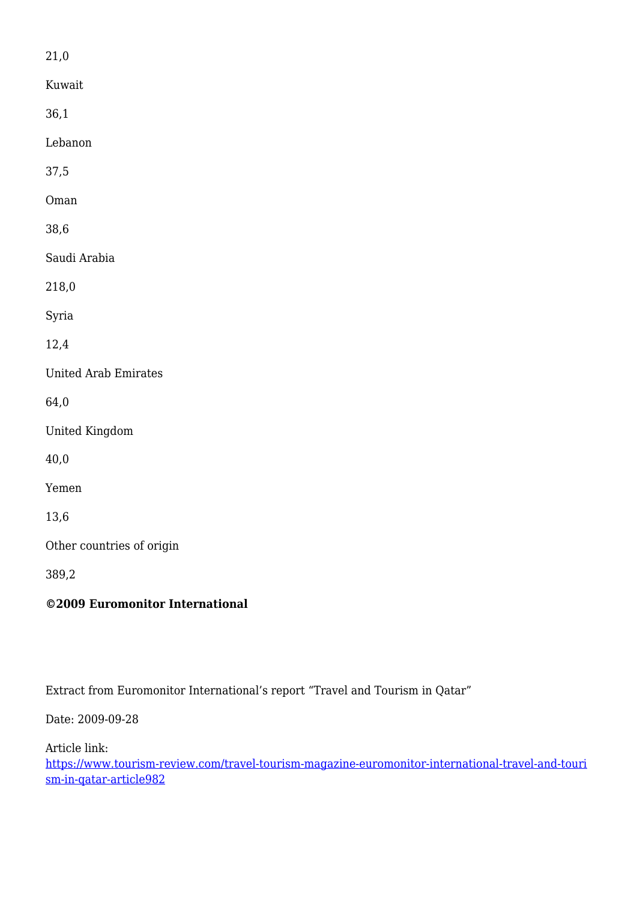21,0

Kuwait

36,1

Lebanon

37,5

Oman

38,6

Saudi Arabia

218,0

Syria

12,4

United Arab Emirates

64,0

United Kingdom

40,0

Yemen

13,6

Other countries of origin

389,2

**©2009 Euromonitor International**

Extract from Euromonitor International's report "Travel and Tourism in Qatar"

Date: 2009-09-28

Article link:
[https://www.tourism-review.com/travel-tourism-magazine-euromonitor-international-travel-and-tourism-in-qatar-article982](https://www.tourism-review.com/travel-tourism-magazine-euromonitor-international-travel-and-tourism-in-qatar-article982)